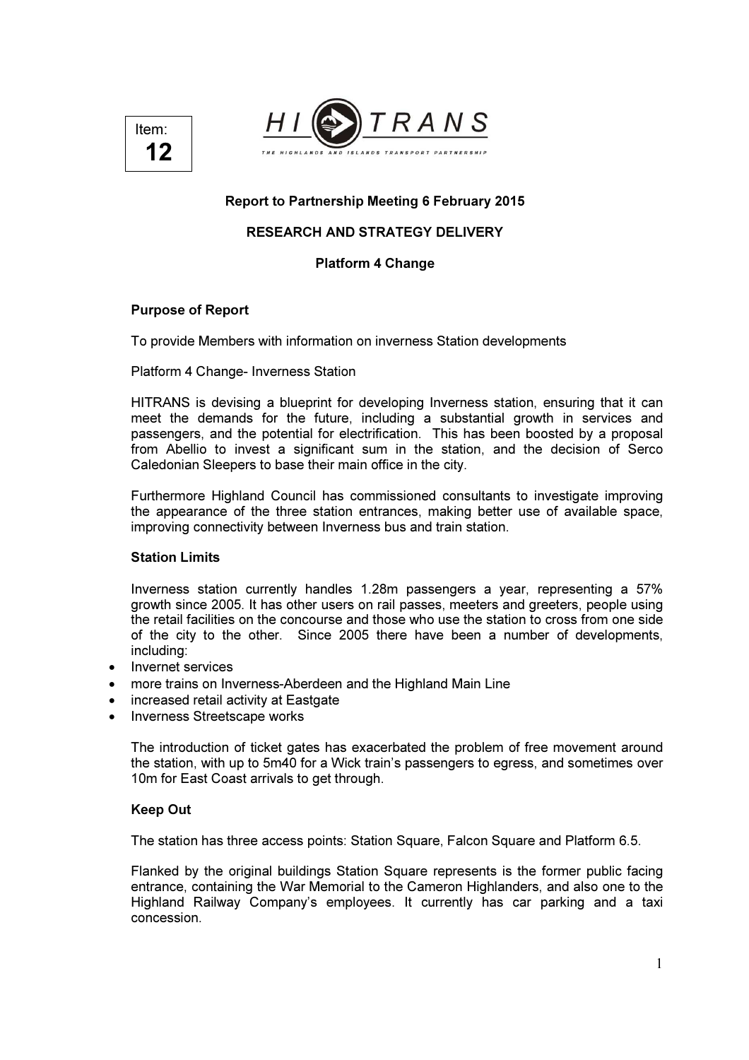Item:
**12**

**HI TRANS**

THE HIGHLANDS AND ISLANDS TRANSPORT PARTNERSHIP

**Report to Partnership Meeting 6 February 2015**

**RESEARCH AND STRATEGY DELIVERY**

**Platform 4 Change**

**Purpose of Report**

To provide Members with information on inverness Station developments

Platform 4 Change- Inverness Station

HITRANS is devising a blueprint for developing Inverness station, ensuring that it can meet the demands for the future, including a substantial growth in services and passengers, and the potential for electrification. This has been boosted by a proposal from Abellio to invest a significant sum in the station, and the decision of Serco Caledonian Sleepers to base their main office in the city.

Furthermore Highland Council has commissioned consultants to investigate improving the appearance of the three station entrances, making better use of available space, improving connectivity between Inverness bus and train station.

**Station Limits**

Inverness station currently handles 1.28m passengers a year, representing a 57% growth since 2005. It has other users on rail passes, meeters and greeters, people using the retail facilities on the concourse and those who use the station to cross from one side of the city to the other. Since 2005 there have been a number of developments, including:

- Invernet services
- more trains on Inverness-Aberdeen and the Highland Main Line
- increased retail activity at Eastgate
- Inverness Streetscape works

The introduction of ticket gates has exacerbated the problem of free movement around the station, with up to 5m40 for a Wick train's passengers to egress, and sometimes over 10m for East Coast arrivals to get through.

**Keep Out**

The station has three access points: Station Square, Falcon Square and Platform 6.5.

Flanked by the original buildings Station Square represents is the former public facing entrance, containing the War Memorial to the Cameron Highlanders, and also one to the Highland Railway Company's employees. It currently has car parking and a taxi concession.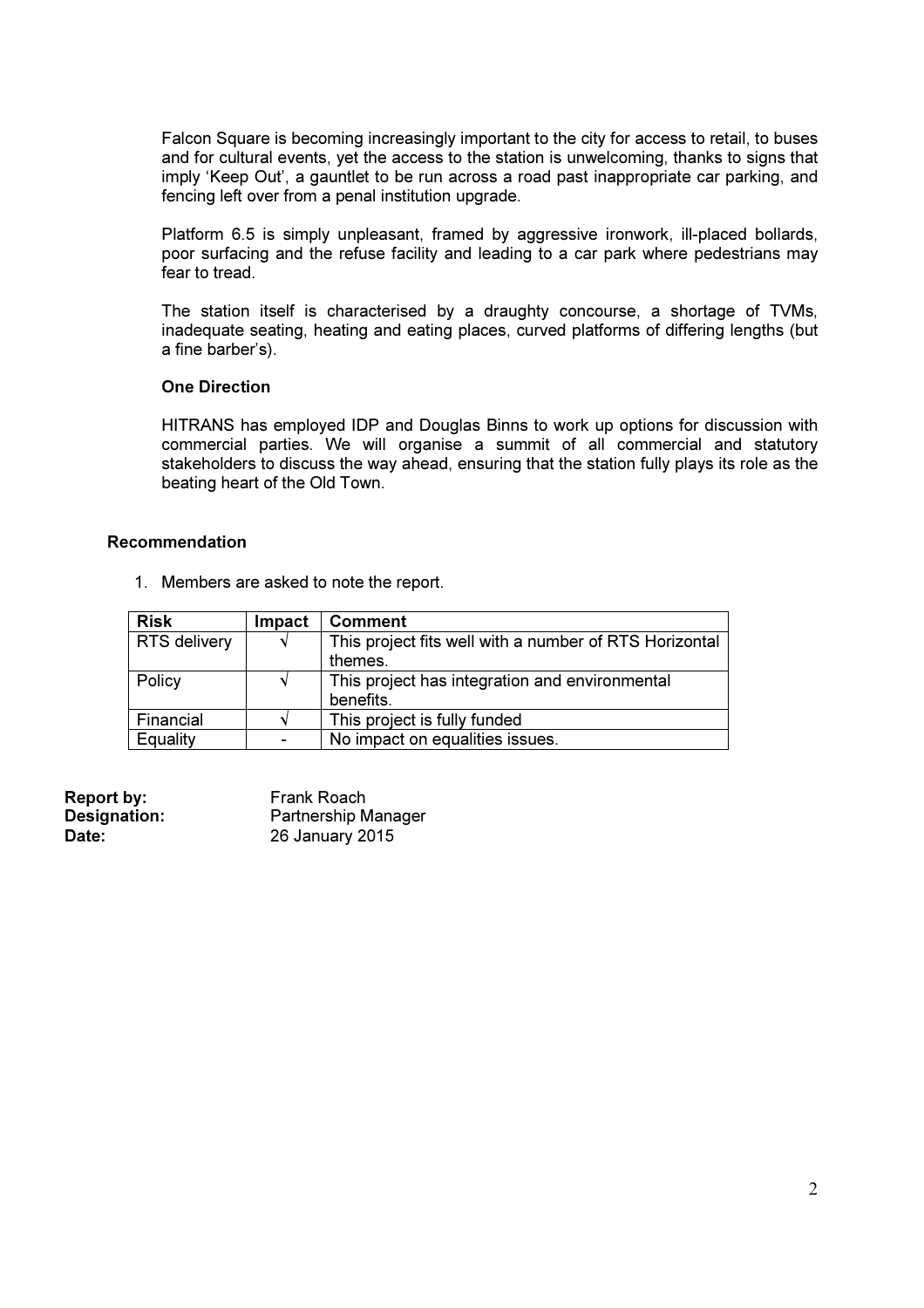Falcon Square is becoming increasingly important to the city for access to retail, to buses and for cultural events, yet the access to the station is unwelcoming, thanks to signs that imply 'Keep Out', a gauntlet to be run across a road past inappropriate car parking, and fencing left over from a penal institution upgrade.

Platform 6.5 is simply unpleasant, framed by aggressive ironwork, ill-placed bollards, poor surfacing and the refuse facility and leading to a car park where pedestrians may fear to tread.

The station itself is characterised by a draughty concourse, a shortage of TVMs, inadequate seating, heating and eating places, curved platforms of differing lengths (but a fine barber's).

**One Direction**

HITRANS has employed IDP and Douglas Binns to work up options for discussion with commercial parties. We will organise a summit of all commercial and statutory stakeholders to discuss the way ahead, ensuring that the station fully plays its role as the beating heart of the Old Town.

**Recommendation**

1. Members are asked to note the report.

| Risk | Impact | Comment |
|---|---|---|
| RTS delivery | √ | This project fits well with a number of RTS Horizontal themes. |
| Policy | √ | This project has integration and environmental benefits. |
| Financial | √ | This project is fully funded |
| Equality | - | No impact on equalities issues. |

**Report by:** Frank Roach
**Designation:** Partnership Manager
**Date:** 26 January 2015